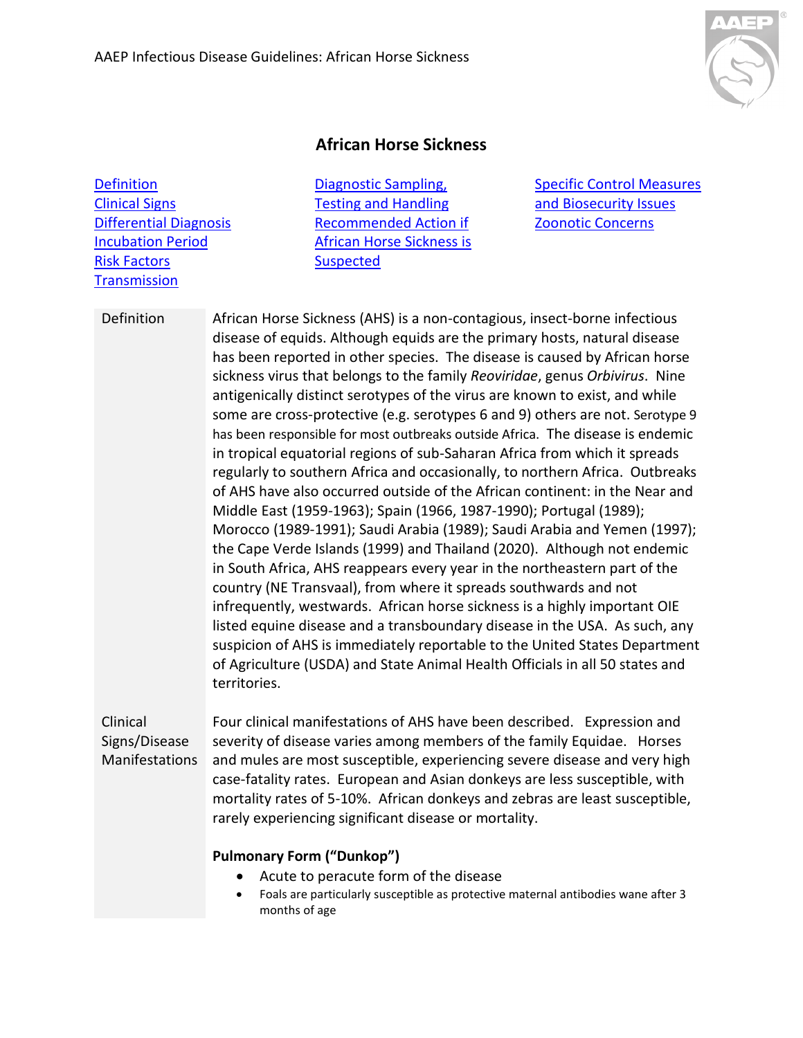# African Horse Sickness

Definition
Clinical Signs
Differential Diagnosis
Incubation Period
Risk Factors
Transmission
Diagnostic Sampling, Testing and Handling
Recommended Action if African Horse Sickness is Suspected
Specific Control Measures and Biosecurity Issues
Zoonotic Concerns

## Definition

African Horse Sickness (AHS) is a non-contagious, insect-borne infectious disease of equids. Although equids are the primary hosts, natural disease has been reported in other species. The disease is caused by African horse sickness virus that belongs to the family *Reoviridae*, genus *Orbivirus*. Nine antigenically distinct serotypes of the virus are known to exist, and while some are cross-protective (e.g. serotypes 6 and 9) others are not. Serotype 9 has been responsible for most outbreaks outside Africa. The disease is endemic in tropical equatorial regions of sub-Saharan Africa from which it spreads regularly to southern Africa and occasionally, to northern Africa. Outbreaks of AHS have also occurred outside of the African continent: in the Near and Middle East (1959-1963); Spain (1966, 1987-1990); Portugal (1989); Morocco (1989-1991); Saudi Arabia (1989); Saudi Arabia and Yemen (1997); the Cape Verde Islands (1999) and Thailand (2020). Although not endemic in South Africa, AHS reappears every year in the northeastern part of the country (NE Transvaal), from where it spreads southwards and not infrequently, westwards. African horse sickness is a highly important OIE listed equine disease and a transboundary disease in the USA. As such, any suspicion of AHS is immediately reportable to the United States Department of Agriculture (USDA) and State Animal Health Officials in all 50 states and territories.

## Clinical Signs/Disease Manifestations

Four clinical manifestations of AHS have been described. Expression and severity of disease varies among members of the family Equidae. Horses and mules are most susceptible, experiencing severe disease and very high case-fatality rates. European and Asian donkeys are less susceptible, with mortality rates of 5-10%. African donkeys and zebras are least susceptible, rarely experiencing significant disease or mortality.

**Pulmonary Form ("Dunkop")**

- Acute to peracute form of the disease
- Foals are particularly susceptible as protective maternal antibodies wane after 3 months of age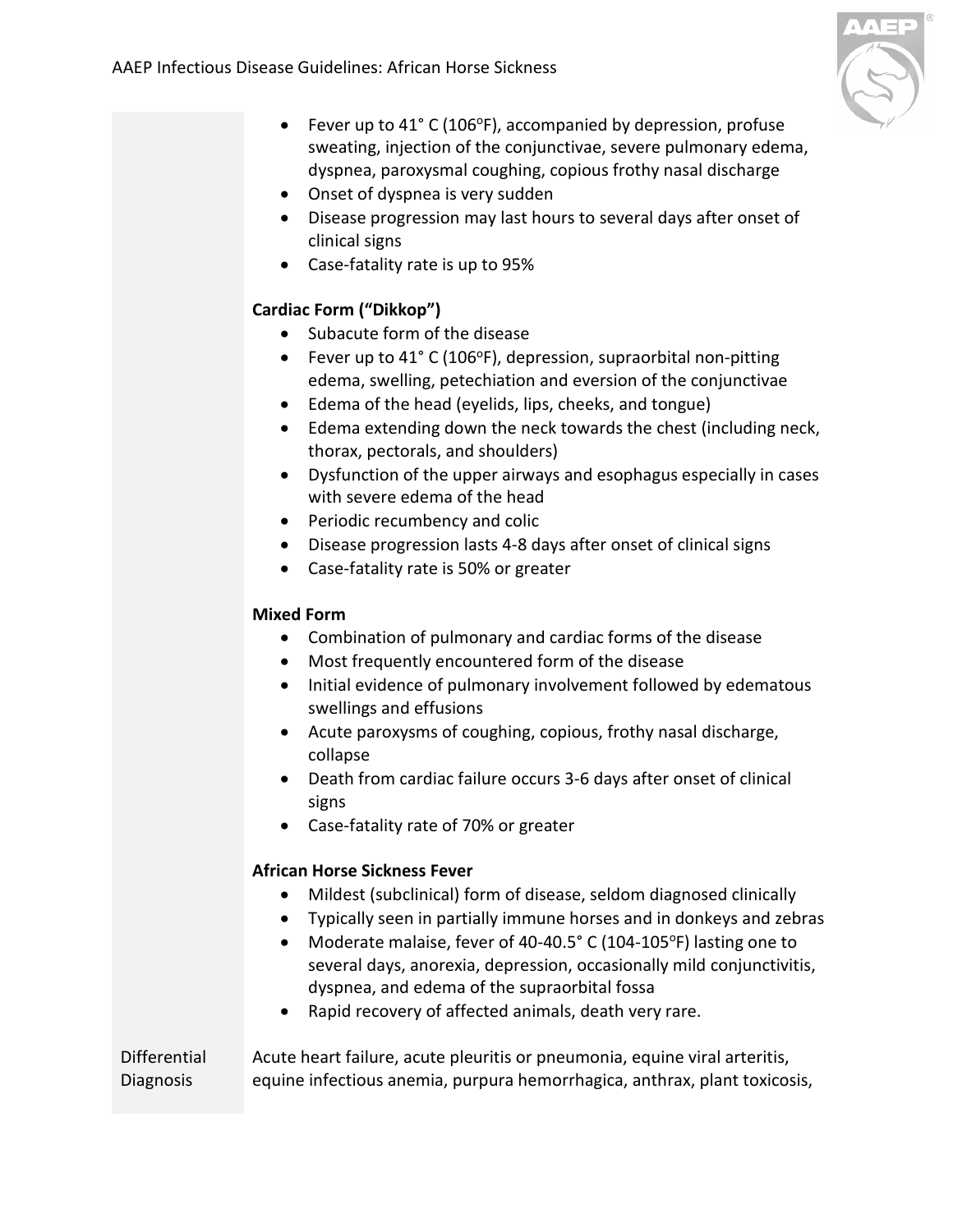- Fever up to 41° C (106°F), accompanied by depression, profuse sweating, injection of the conjunctivae, severe pulmonary edema, dyspnea, paroxysmal coughing, copious frothy nasal discharge
- Onset of dyspnea is very sudden
- Disease progression may last hours to several days after onset of clinical signs
- Case-fatality rate is up to 95%

**Cardiac Form ("Dikkop")**

- Subacute form of the disease
- Fever up to 41° C (106°F), depression, supraorbital non-pitting edema, swelling, petechiation and eversion of the conjunctivae
- Edema of the head (eyelids, lips, cheeks, and tongue)
- Edema extending down the neck towards the chest (including neck, thorax, pectorals, and shoulders)
- Dysfunction of the upper airways and esophagus especially in cases with severe edema of the head
- Periodic recumbency and colic
- Disease progression lasts 4-8 days after onset of clinical signs
- Case-fatality rate is 50% or greater

**Mixed Form**

- Combination of pulmonary and cardiac forms of the disease
- Most frequently encountered form of the disease
- Initial evidence of pulmonary involvement followed by edematous swellings and effusions
- Acute paroxysms of coughing, copious, frothy nasal discharge, collapse
- Death from cardiac failure occurs 3-6 days after onset of clinical signs
- Case-fatality rate of 70% or greater

**African Horse Sickness Fever**

- Mildest (subclinical) form of disease, seldom diagnosed clinically
- Typically seen in partially immune horses and in donkeys and zebras
- Moderate malaise, fever of 40-40.5° C (104-105°F) lasting one to several days, anorexia, depression, occasionally mild conjunctivitis, dyspnea, and edema of the supraorbital fossa
- Rapid recovery of affected animals, death very rare.

Differential Diagnosis

Acute heart failure, acute pleuritis or pneumonia, equine viral arteritis, equine infectious anemia, purpura hemorrhagica, anthrax, plant toxicosis,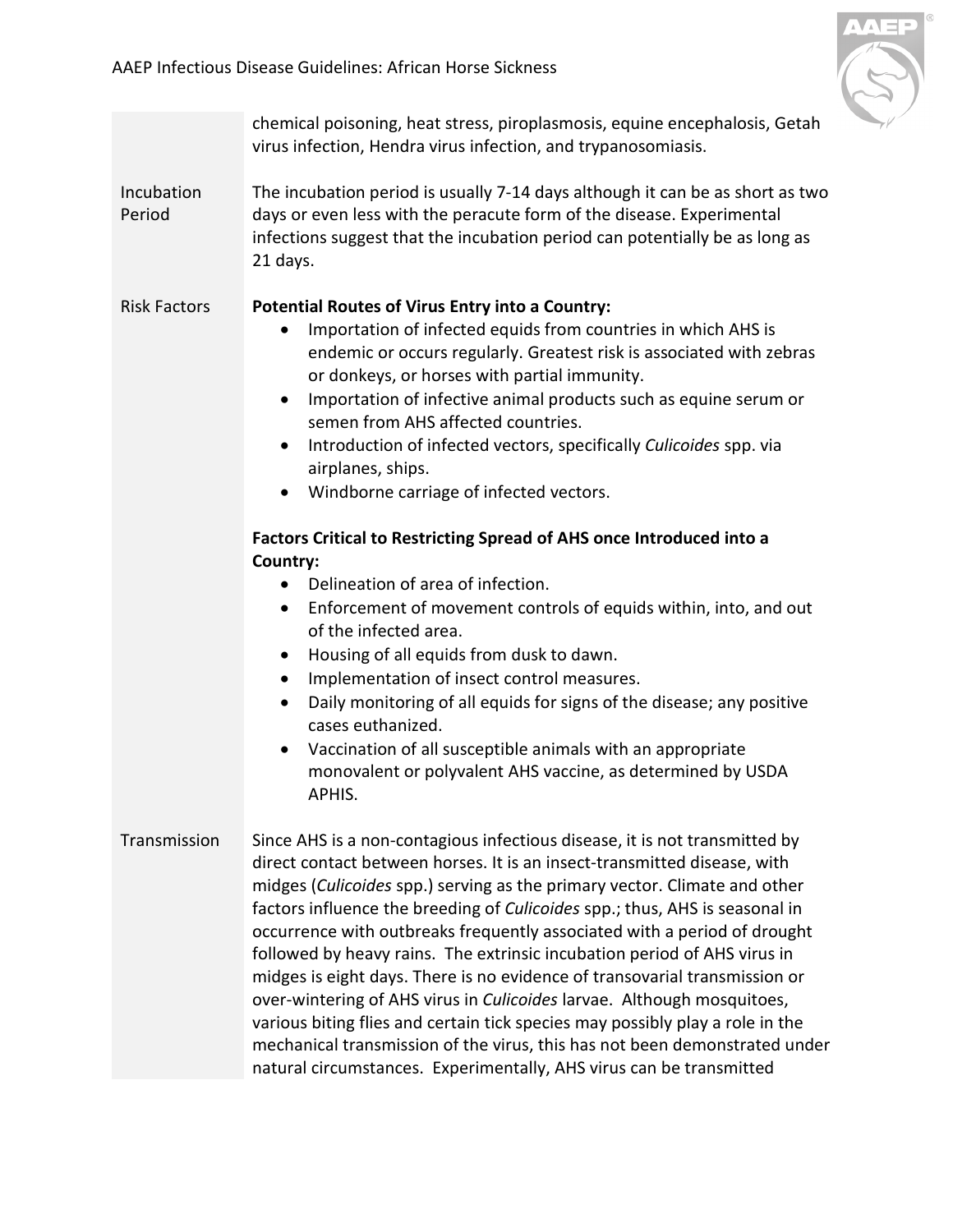chemical poisoning, heat stress, piroplasmosis, equine encephalosis, Getah virus infection, Hendra virus infection, and trypanosomiasis.

**Incubation Period**

The incubation period is usually 7-14 days although it can be as short as two days or even less with the peracute form of the disease. Experimental infections suggest that the incubation period can potentially be as long as 21 days.

**Risk Factors**

**Potential Routes of Virus Entry into a Country:**

- Importation of infected equids from countries in which AHS is endemic or occurs regularly. Greatest risk is associated with zebras or donkeys, or horses with partial immunity.
- Importation of infective animal products such as equine serum or semen from AHS affected countries.
- Introduction of infected vectors, specifically *Culicoides* spp. via airplanes, ships.
- Windborne carriage of infected vectors.

**Factors Critical to Restricting Spread of AHS once Introduced into a Country:**

- Delineation of area of infection.
- Enforcement of movement controls of equids within, into, and out of the infected area.
- Housing of all equids from dusk to dawn.
- Implementation of insect control measures.
- Daily monitoring of all equids for signs of the disease; any positive cases euthanized.
- Vaccination of all susceptible animals with an appropriate monovalent or polyvalent AHS vaccine, as determined by USDA APHIS.

**Transmission**

Since AHS is a non-contagious infectious disease, it is not transmitted by direct contact between horses. It is an insect-transmitted disease, with midges (*Culicoides* spp.) serving as the primary vector. Climate and other factors influence the breeding of *Culicoides* spp.; thus, AHS is seasonal in occurrence with outbreaks frequently associated with a period of drought followed by heavy rains. The extrinsic incubation period of AHS virus in midges is eight days. There is no evidence of transovarial transmission or over-wintering of AHS virus in *Culicoides* larvae. Although mosquitoes, various biting flies and certain tick species may possibly play a role in the mechanical transmission of the virus, this has not been demonstrated under natural circumstances. Experimentally, AHS virus can be transmitted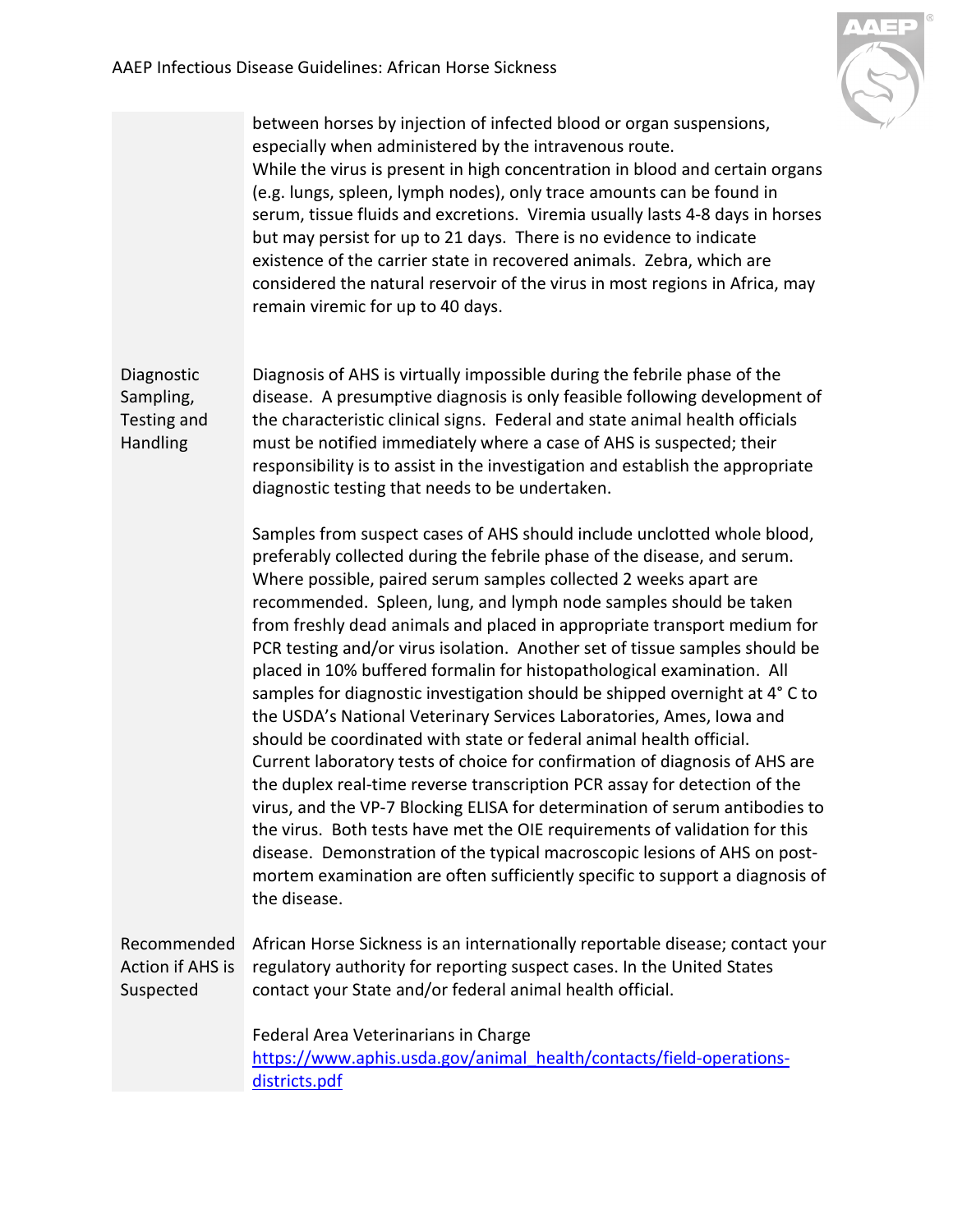between horses by injection of infected blood or organ suspensions, especially when administered by the intravenous route.
While the virus is present in high concentration in blood and certain organs (e.g. lungs, spleen, lymph nodes), only trace amounts can be found in serum, tissue fluids and excretions. Viremia usually lasts 4-8 days in horses but may persist for up to 21 days. There is no evidence to indicate existence of the carrier state in recovered animals. Zebra, which are considered the natural reservoir of the virus in most regions in Africa, may remain viremic for up to 40 days.

## Diagnostic Sampling, Testing and Handling

Diagnosis of AHS is virtually impossible during the febrile phase of the disease. A presumptive diagnosis is only feasible following development of the characteristic clinical signs. Federal and state animal health officials must be notified immediately where a case of AHS is suspected; their responsibility is to assist in the investigation and establish the appropriate diagnostic testing that needs to be undertaken.

Samples from suspect cases of AHS should include unclotted whole blood, preferably collected during the febrile phase of the disease, and serum. Where possible, paired serum samples collected 2 weeks apart are recommended. Spleen, lung, and lymph node samples should be taken from freshly dead animals and placed in appropriate transport medium for PCR testing and/or virus isolation. Another set of tissue samples should be placed in 10% buffered formalin for histopathological examination. All samples for diagnostic investigation should be shipped overnight at 4° C to the USDA's National Veterinary Services Laboratories, Ames, Iowa and should be coordinated with state or federal animal health official.
Current laboratory tests of choice for confirmation of diagnosis of AHS are the duplex real-time reverse transcription PCR assay for detection of the virus, and the VP-7 Blocking ELISA for determination of serum antibodies to the virus. Both tests have met the OIE requirements of validation for this disease. Demonstration of the typical macroscopic lesions of AHS on post-mortem examination are often sufficiently specific to support a diagnosis of the disease.

## Recommended Action if AHS is Suspected

African Horse Sickness is an internationally reportable disease; contact your regulatory authority for reporting suspect cases. In the United States contact your State and/or federal animal health official.

Federal Area Veterinarians in Charge
[https://www.aphis.usda.gov/animal_health/contacts/field-operations-districts.pdf](https://www.aphis.usda.gov/animal_health/contacts/field-operations-districts.pdf)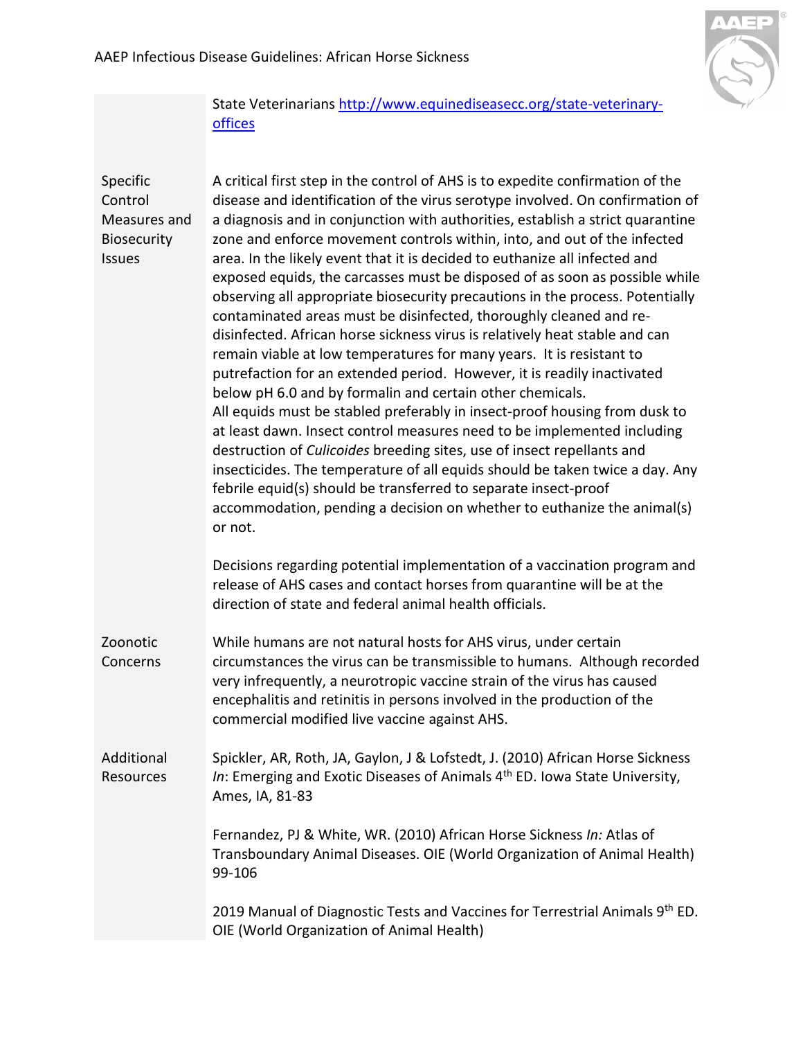State Veterinarians [http://www.equinediseasecc.org/state-veterinary-offices](http://www.equinediseasecc.org/state-veterinary-offices)

| | |
|---|---|
| Specific Control Measures and Biosecurity Issues | A critical first step in the control of AHS is to expedite confirmation of the disease and identification of the virus serotype involved. On confirmation of a diagnosis and in conjunction with authorities, establish a strict quarantine zone and enforce movement controls within, into, and out of the infected area. In the likely event that it is decided to euthanize all infected and exposed equids, the carcasses must be disposed of as soon as possible while observing all appropriate biosecurity precautions in the process. Potentially contaminated areas must be disinfected, thoroughly cleaned and re-disinfected. African horse sickness virus is relatively heat stable and can remain viable at low temperatures for many years. It is resistant to putrefaction for an extended period. However, it is readily inactivated below pH 6.0 and by formalin and certain other chemicals.<br>All equids must be stabled preferably in insect-proof housing from dusk to at least dawn. Insect control measures need to be implemented including destruction of *Culicoides* breeding sites, use of insect repellants and insecticides. The temperature of all equids should be taken twice a day. Any febrile equid(s) should be transferred to separate insect-proof accommodation, pending a decision on whether to euthanize the animal(s) or not.<br><br>Decisions regarding potential implementation of a vaccination program and release of AHS cases and contact horses from quarantine will be at the direction of state and federal animal health officials. |
| Zoonotic Concerns | While humans are not natural hosts for AHS virus, under certain circumstances the virus can be transmissible to humans. Although recorded very infrequently, a neurotropic vaccine strain of the virus has caused encephalitis and retinitis in persons involved in the production of the commercial modified live vaccine against AHS. |
| Additional Resources | Spickler, AR, Roth, JA, Gaylon, J & Lofstedt, J. (2010) African Horse Sickness *In*: Emerging and Exotic Diseases of Animals 4th ED. Iowa State University, Ames, IA, 81-83<br><br>Fernandez, PJ & White, WR. (2010) African Horse Sickness *In:* Atlas of Transboundary Animal Diseases. OIE (World Organization of Animal Health) 99-106<br><br>2019 Manual of Diagnostic Tests and Vaccines for Terrestrial Animals 9th ED. OIE (World Organization of Animal Health) |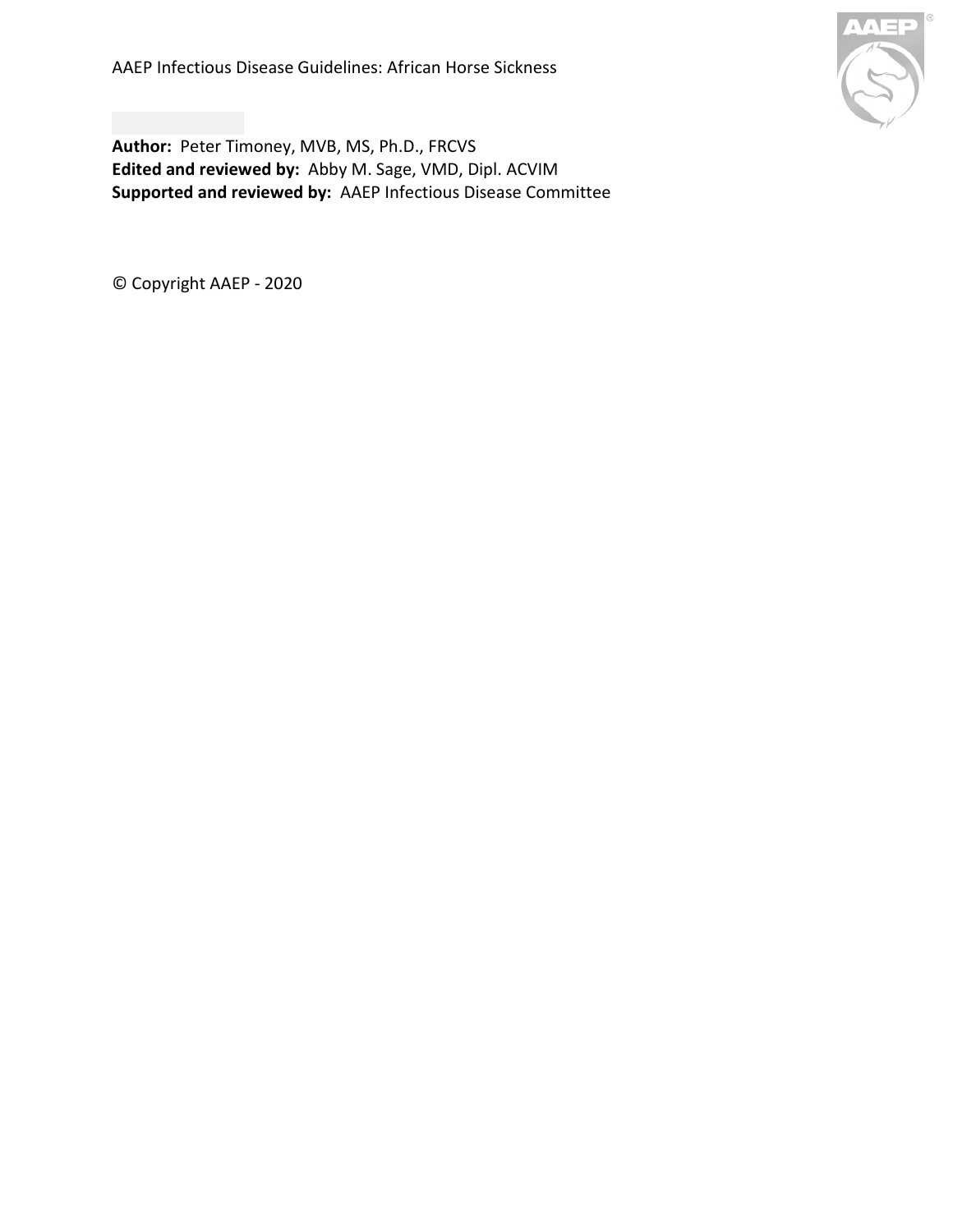**Author:** Peter Timoney, MVB, MS, Ph.D., FRCVS
**Edited and reviewed by:** Abby M. Sage, VMD, Dipl. ACVIM
**Supported and reviewed by:** AAEP Infectious Disease Committee

© Copyright AAEP - 2020